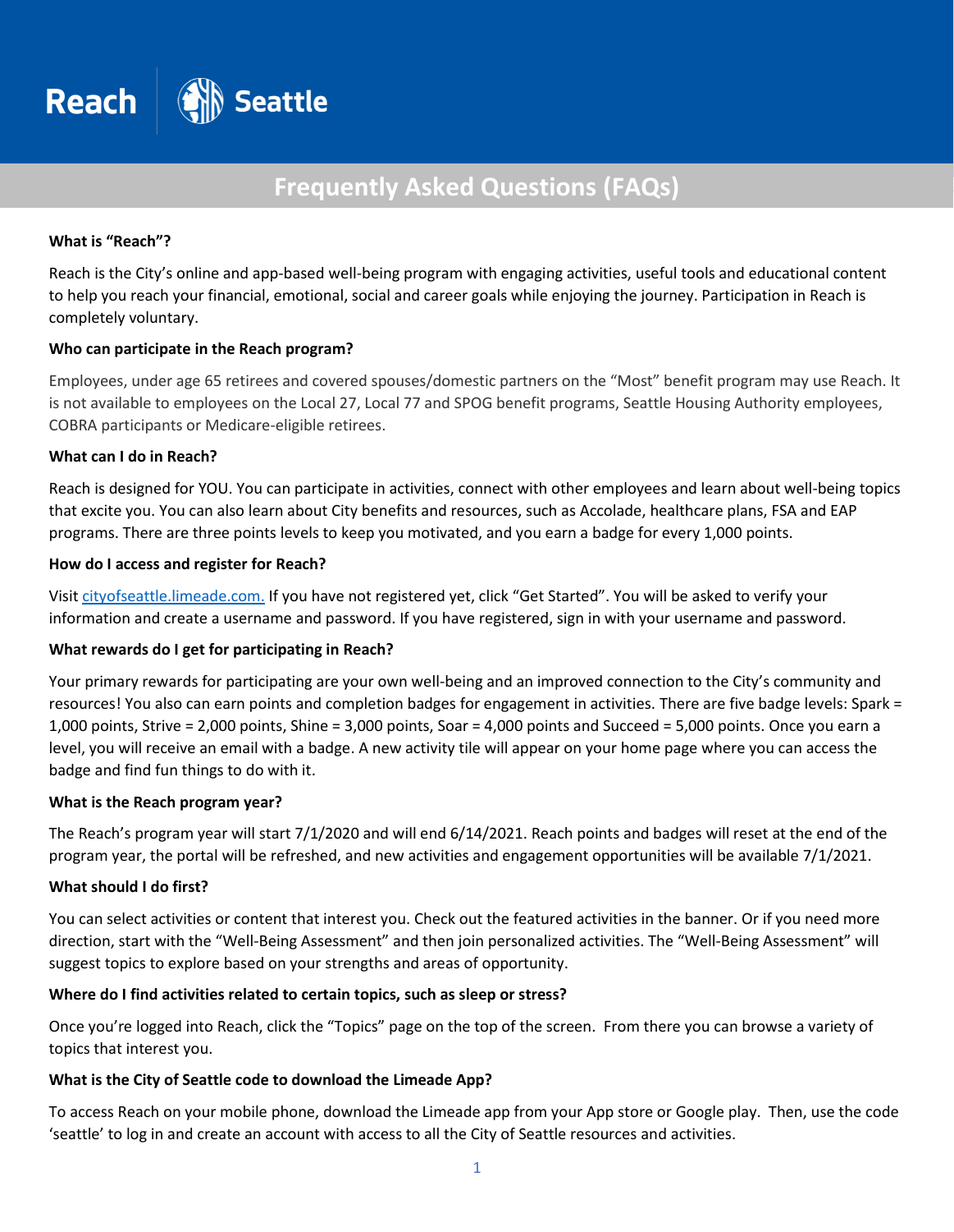Reach | Seattle

# Frequently Asked Questions (FAQs)

**What is "Reach"?**

Reach is the City's online and app-based well-being program with engaging activities, useful tools and educational content to help you reach your financial, emotional, social and career goals while enjoying the journey. Participation in Reach is completely voluntary.

**Who can participate in the Reach program?**

Employees, under age 65 retirees and covered spouses/domestic partners on the "Most" benefit program may use Reach. It is not available to employees on the Local 27, Local 77 and SPOG benefit programs, Seattle Housing Authority employees, COBRA participants or Medicare-eligible retirees.

**What can I do in Reach?**

Reach is designed for YOU. You can participate in activities, connect with other employees and learn about well-being topics that excite you. You can also learn about City benefits and resources, such as Accolade, healthcare plans, FSA and EAP programs. There are three points levels to keep you motivated, and you earn a badge for every 1,000 points.

**How do I access and register for Reach?**

Visit [cityofseattle.limeade.com.](cityofseattle.limeade.com) If you have not registered yet, click "Get Started". You will be asked to verify your information and create a username and password. If you have registered, sign in with your username and password.

**What rewards do I get for participating in Reach?**

Your primary rewards for participating are your own well-being and an improved connection to the City's community and resources! You also can earn points and completion badges for engagement in activities. There are five badge levels: Spark = 1,000 points, Strive = 2,000 points, Shine = 3,000 points, Soar = 4,000 points and Succeed = 5,000 points. Once you earn a level, you will receive an email with a badge. A new activity tile will appear on your home page where you can access the badge and find fun things to do with it.

**What is the Reach program year?**

The Reach's program year will start 7/1/2020 and will end 6/14/2021. Reach points and badges will reset at the end of the program year, the portal will be refreshed, and new activities and engagement opportunities will be available 7/1/2021.

**What should I do first?**

You can select activities or content that interest you. Check out the featured activities in the banner. Or if you need more direction, start with the "Well-Being Assessment" and then join personalized activities. The "Well-Being Assessment" will suggest topics to explore based on your strengths and areas of opportunity.

**Where do I find activities related to certain topics, such as sleep or stress?**

Once you're logged into Reach, click the "Topics" page on the top of the screen. From there you can browse a variety of topics that interest you.

**What is the City of Seattle code to download the Limeade App?**

To access Reach on your mobile phone, download the Limeade app from your App store or Google play. Then, use the code 'seattle' to log in and create an account with access to all the City of Seattle resources and activities.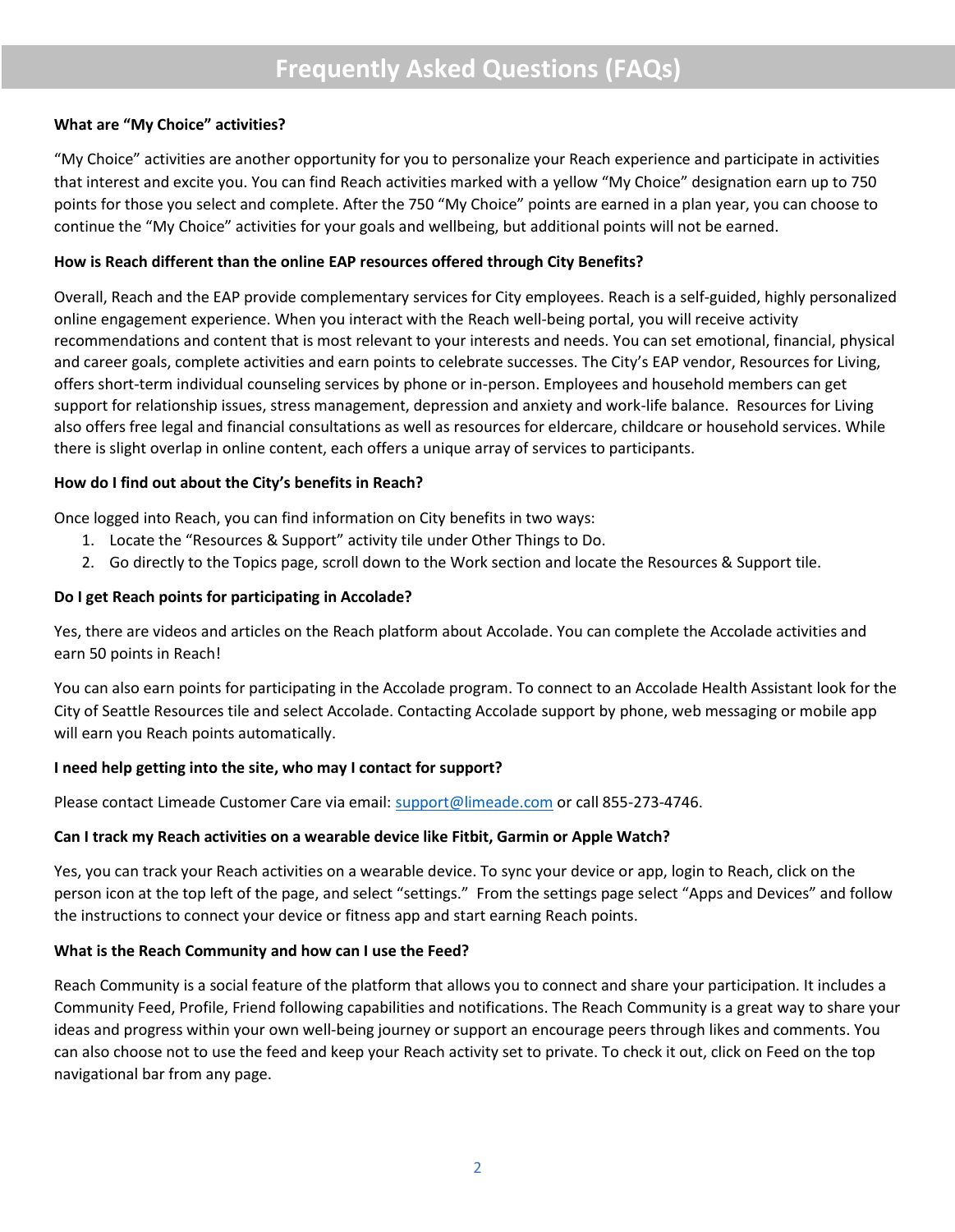# Frequently Asked Questions (FAQs)

**What are "My Choice" activities?**

"My Choice" activities are another opportunity for you to personalize your Reach experience and participate in activities that interest and excite you. You can find Reach activities marked with a yellow "My Choice" designation earn up to 750 points for those you select and complete. After the 750 "My Choice" points are earned in a plan year, you can choose to continue the "My Choice" activities for your goals and wellbeing, but additional points will not be earned.

**How is Reach different than the online EAP resources offered through City Benefits?**

Overall, Reach and the EAP provide complementary services for City employees. Reach is a self-guided, highly personalized online engagement experience. When you interact with the Reach well-being portal, you will receive activity recommendations and content that is most relevant to your interests and needs. You can set emotional, financial, physical and career goals, complete activities and earn points to celebrate successes. The City's EAP vendor, Resources for Living, offers short-term individual counseling services by phone or in-person. Employees and household members can get support for relationship issues, stress management, depression and anxiety and work-life balance. Resources for Living also offers free legal and financial consultations as well as resources for eldercare, childcare or household services. While there is slight overlap in online content, each offers a unique array of services to participants.

**How do I find out about the City's benefits in Reach?**

Once logged into Reach, you can find information on City benefits in two ways:

1. Locate the "Resources & Support" activity tile under Other Things to Do.
2. Go directly to the Topics page, scroll down to the Work section and locate the Resources & Support tile.

**Do I get Reach points for participating in Accolade?**

Yes, there are videos and articles on the Reach platform about Accolade. You can complete the Accolade activities and earn 50 points in Reach!

You can also earn points for participating in the Accolade program. To connect to an Accolade Health Assistant look for the City of Seattle Resources tile and select Accolade. Contacting Accolade support by phone, web messaging or mobile app will earn you Reach points automatically.

**I need help getting into the site, who may I contact for support?**

Please contact Limeade Customer Care via email: support@limeade.com or call 855-273-4746.

**Can I track my Reach activities on a wearable device like Fitbit, Garmin or Apple Watch?**

Yes, you can track your Reach activities on a wearable device. To sync your device or app, login to Reach, click on the person icon at the top left of the page, and select "settings." From the settings page select "Apps and Devices" and follow the instructions to connect your device or fitness app and start earning Reach points.

**What is the Reach Community and how can I use the Feed?**

Reach Community is a social feature of the platform that allows you to connect and share your participation. It includes a Community Feed, Profile, Friend following capabilities and notifications. The Reach Community is a great way to share your ideas and progress within your own well-being journey or support an encourage peers through likes and comments. You can also choose not to use the feed and keep your Reach activity set to private. To check it out, click on Feed on the top navigational bar from any page.